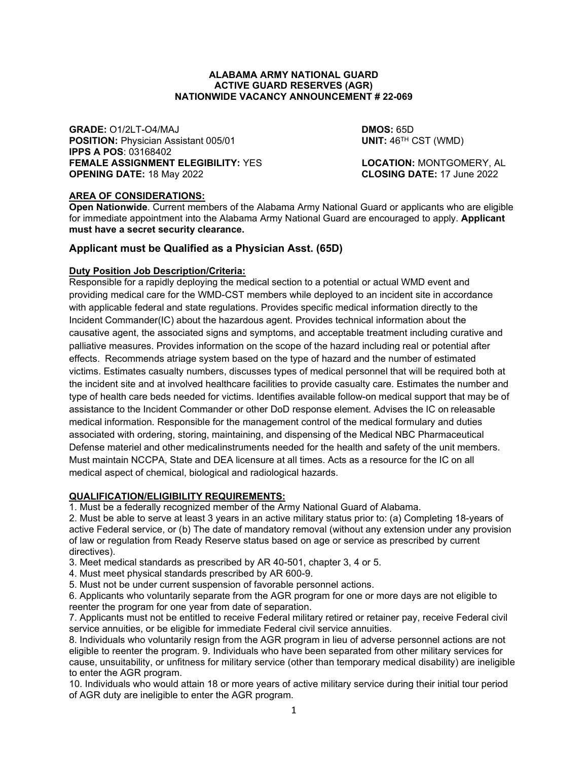**ALABAMA ARMY NATIONAL GUARD**
**ACTIVE GUARD RESERVES (AGR)**
**NATIONWIDE VACANCY ANNOUNCEMENT # 22-069**

**GRADE:** O1/2LT-O4/MAJ
**DMOS:** 65D
**POSITION:** Physician Assistant 005/01
**UNIT:** 46TH CST (WMD)
**IPPS A POS**: 03168402
**FEMALE ASSIGNMENT ELEGIBILITY:** YES
**LOCATION:** MONTGOMERY, AL
**OPENING DATE:** 18 May 2022
**CLOSING DATE:** 17 June 2022

**AREA OF CONSIDERATIONS:**

**Open Nationwide**. Current members of the Alabama Army National Guard or applicants who are eligible for immediate appointment into the Alabama Army National Guard are encouraged to apply. **Applicant must have a secret security clearance.**

## Applicant must be Qualified as a Physician Asst. (65D)

**Duty Position Job Description/Criteria:**

Responsible for a rapidly deploying the medical section to a potential or actual WMD event and providing medical care for the WMD-CST members while deployed to an incident site in accordance with applicable federal and state regulations. Provides specific medical information directly to the Incident Commander(IC) about the hazardous agent. Provides technical information about the causative agent, the associated signs and symptoms, and acceptable treatment including curative and palliative measures. Provides information on the scope of the hazard including real or potential after effects. Recommends atriage system based on the type of hazard and the number of estimated victims. Estimates casualty numbers, discusses types of medical personnel that will be required both at the incident site and at involved healthcare facilities to provide casualty care. Estimates the number and type of health care beds needed for victims. Identifies available follow-on medical support that may be of assistance to the Incident Commander or other DoD response element. Advises the IC on releasable medical information. Responsible for the management control of the medical formulary and duties associated with ordering, storing, maintaining, and dispensing of the Medical NBC Pharmaceutical Defense materiel and other medicalinstruments needed for the health and safety of the unit members. Must maintain NCCPA, State and DEA licensure at all times. Acts as a resource for the IC on all medical aspect of chemical, biological and radiological hazards.

**QUALIFICATION/ELIGIBILITY REQUIREMENTS:**

1. Must be a federally recognized member of the Army National Guard of Alabama.
2. Must be able to serve at least 3 years in an active military status prior to: (a) Completing 18-years of active Federal service, or (b) The date of mandatory removal (without any extension under any provision of law or regulation from Ready Reserve status based on age or service as prescribed by current directives).
3. Meet medical standards as prescribed by AR 40-501, chapter 3, 4 or 5.
4. Must meet physical standards prescribed by AR 600-9.
5. Must not be under current suspension of favorable personnel actions.
6. Applicants who voluntarily separate from the AGR program for one or more days are not eligible to reenter the program for one year from date of separation.
7. Applicants must not be entitled to receive Federal military retired or retainer pay, receive Federal civil service annuities, or be eligible for immediate Federal civil service annuities.
8. Individuals who voluntarily resign from the AGR program in lieu of adverse personnel actions are not eligible to reenter the program. 9. Individuals who have been separated from other military services for cause, unsuitability, or unfitness for military service (other than temporary medical disability) are ineligible to enter the AGR program.
10. Individuals who would attain 18 or more years of active military service during their initial tour period of AGR duty are ineligible to enter the AGR program.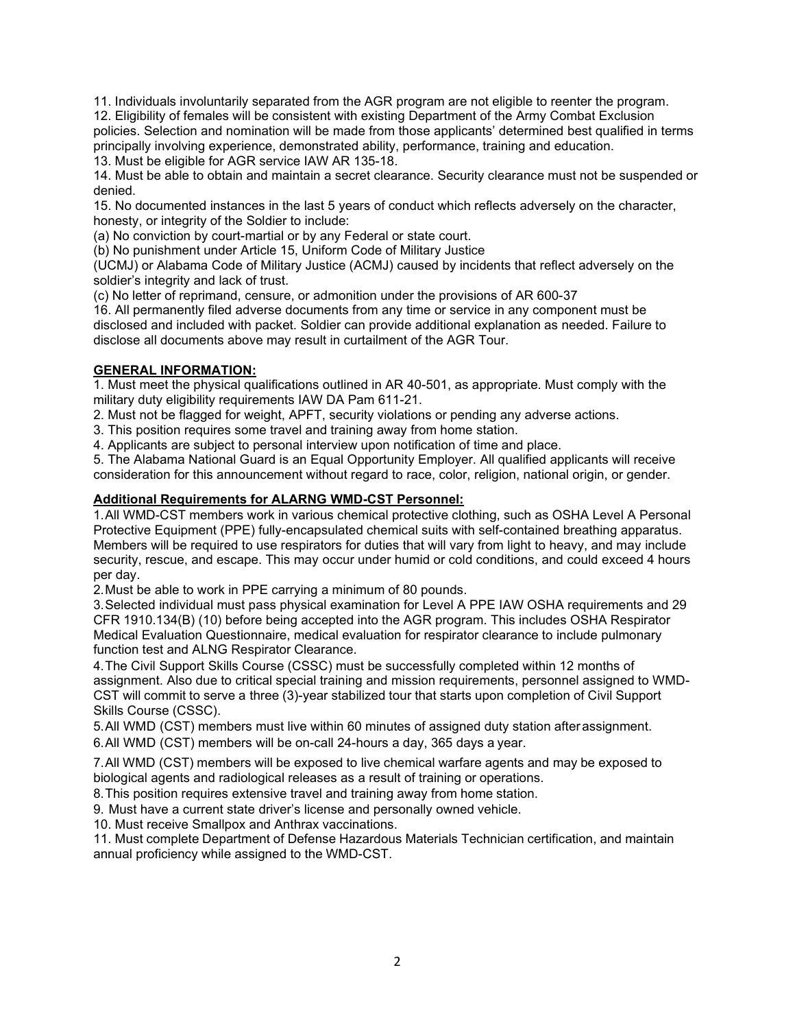11. Individuals involuntarily separated from the AGR program are not eligible to reenter the program.
12. Eligibility of females will be consistent with existing Department of the Army Combat Exclusion policies. Selection and nomination will be made from those applicants' determined best qualified in terms principally involving experience, demonstrated ability, performance, training and education.
13. Must be eligible for AGR service IAW AR 135-18.
14. Must be able to obtain and maintain a secret clearance. Security clearance must not be suspended or denied.
15. No documented instances in the last 5 years of conduct which reflects adversely on the character, honesty, or integrity of the Soldier to include:
(a) No conviction by court-martial or by any Federal or state court.
(b) No punishment under Article 15, Uniform Code of Military Justice (UCMJ) or Alabama Code of Military Justice (ACMJ) caused by incidents that reflect adversely on the soldier's integrity and lack of trust.
(c) No letter of reprimand, censure, or admonition under the provisions of AR 600-37
16. All permanently filed adverse documents from any time or service in any component must be disclosed and included with packet. Soldier can provide additional explanation as needed. Failure to disclose all documents above may result in curtailment of the AGR Tour.

**GENERAL INFORMATION:**

1. Must meet the physical qualifications outlined in AR 40-501, as appropriate. Must comply with the military duty eligibility requirements IAW DA Pam 611-21.
2. Must not be flagged for weight, APFT, security violations or pending any adverse actions.
3. This position requires some travel and training away from home station.
4. Applicants are subject to personal interview upon notification of time and place.
5. The Alabama National Guard is an Equal Opportunity Employer. All qualified applicants will receive consideration for this announcement without regard to race, color, religion, national origin, or gender.

**Additional Requirements for ALARNG WMD-CST Personnel:**

1. All WMD-CST members work in various chemical protective clothing, such as OSHA Level A Personal Protective Equipment (PPE) fully-encapsulated chemical suits with self-contained breathing apparatus. Members will be required to use respirators for duties that will vary from light to heavy, and may include security, rescue, and escape. This may occur under humid or cold conditions, and could exceed 4 hours per day.
2. Must be able to work in PPE carrying a minimum of 80 pounds.
3. Selected individual must pass physical examination for Level A PPE IAW OSHA requirements and 29 CFR 1910.134(B) (10) before being accepted into the AGR program. This includes OSHA Respirator Medical Evaluation Questionnaire, medical evaluation for respirator clearance to include pulmonary function test and ALNG Respirator Clearance.
4. The Civil Support Skills Course (CSSC) must be successfully completed within 12 months of assignment. Also due to critical special training and mission requirements, personnel assigned to WMD-CST will commit to serve a three (3)-year stabilized tour that starts upon completion of Civil Support Skills Course (CSSC).
5. All WMD (CST) members must live within 60 minutes of assigned duty station after assignment.
6. All WMD (CST) members will be on-call 24-hours a day, 365 days a year.
7. All WMD (CST) members will be exposed to live chemical warfare agents and may be exposed to biological agents and radiological releases as a result of training or operations.
8. This position requires extensive travel and training away from home station.
9. Must have a current state driver's license and personally owned vehicle.
10. Must receive Smallpox and Anthrax vaccinations.
11. Must complete Department of Defense Hazardous Materials Technician certification, and maintain annual proficiency while assigned to the WMD-CST.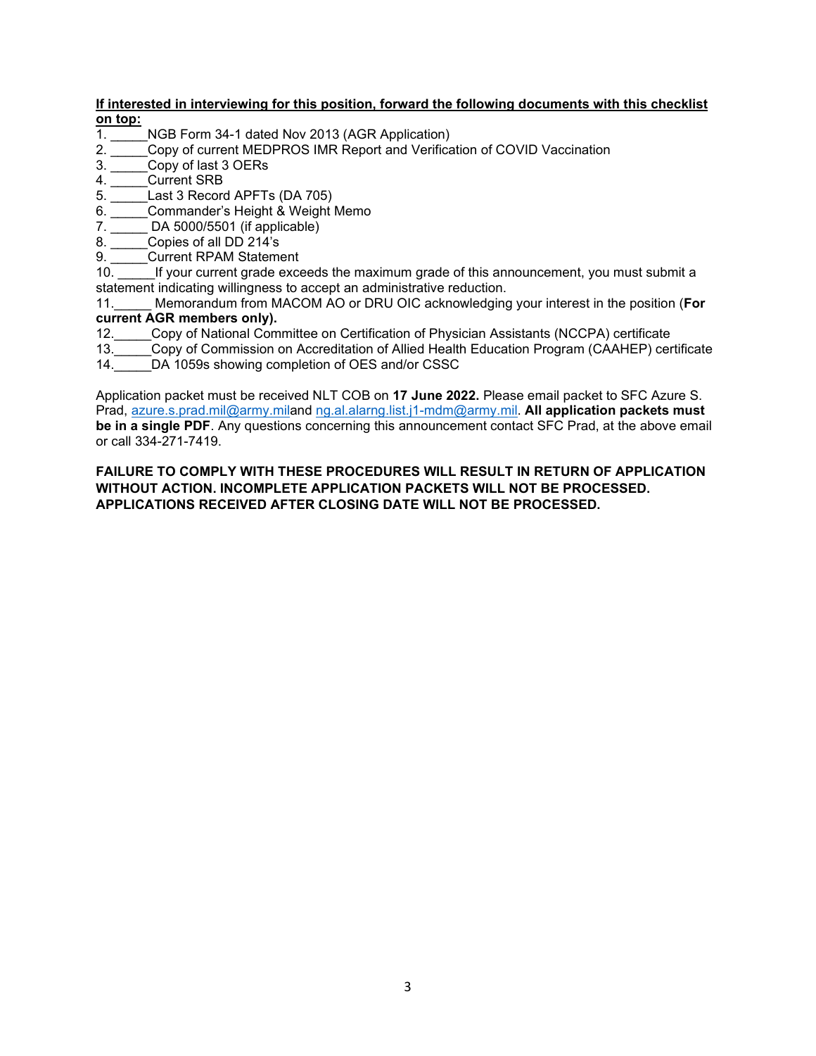**<u>If interested in interviewing for this position, forward the following documents with this checklist on top:</u>**

1. _____NGB Form 34-1 dated Nov 2013 (AGR Application)
2. _____Copy of current MEDPROS IMR Report and Verification of COVID Vaccination
3. _____Copy of last 3 OERs
4. _____Current SRB
5. _____Last 3 Record APFTs (DA 705)
6. _____Commander's Height & Weight Memo
7. _____ DA 5000/5501 (if applicable)
8. _____Copies of all DD 214's
9. _____Current RPAM Statement
10. _____If your current grade exceeds the maximum grade of this announcement, you must submit a statement indicating willingness to accept an administrative reduction.
11. _____ Memorandum from MACOM AO or DRU OIC acknowledging your interest in the position (**For current AGR members only).**
12. _____Copy of National Committee on Certification of Physician Assistants (NCCPA) certificate
13. _____Copy of Commission on Accreditation of Allied Health Education Program (CAAHEP) certificate
14. _____DA 1059s showing completion of OES and/or CSSC

Application packet must be received NLT COB on **17 June 2022.** Please email packet to SFC Azure S. Prad, azure.s.prad.mil@army.miland ng.al.alarng.list.j1-mdm@army.mil. **All application packets must be in a single PDF**. Any questions concerning this announcement contact SFC Prad, at the above email or call 334-271-7419.

**FAILURE TO COMPLY WITH THESE PROCEDURES WILL RESULT IN RETURN OF APPLICATION WITHOUT ACTION. INCOMPLETE APPLICATION PACKETS WILL NOT BE PROCESSED. APPLICATIONS RECEIVED AFTER CLOSING DATE WILL NOT BE PROCESSED.**